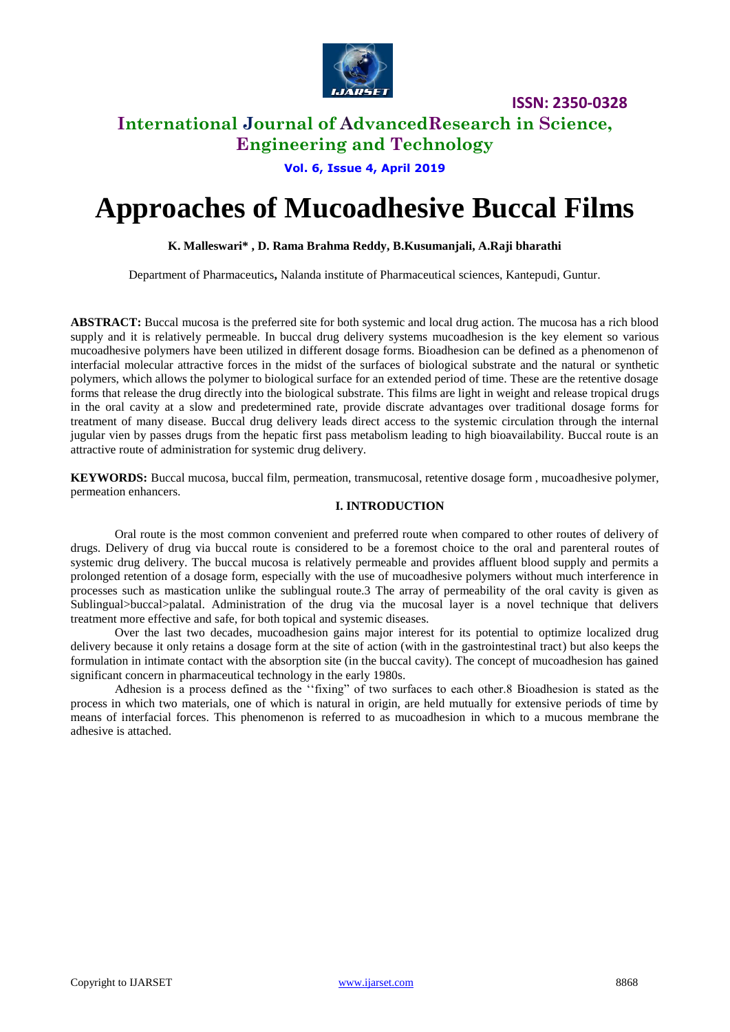# Approaches of Mucoadhesive Buccal Films

**K. Malleswari\* , D. Rama Brahma Reddy, B.Kusumanjali, A.Raji bharathi**

Department of Pharmaceutics**,** Nalanda institute of Pharmaceutical sciences, Kantepudi, Guntur.

**ABSTRACT:** Buccal mucosa is the preferred site for both systemic and local drug action. The mucosa has a rich blood supply and it is relatively permeable. In buccal drug delivery systems mucoadhesion is the key element so various mucoadhesive polymers have been utilized in different dosage forms. Bioadhesion can be defined as a phenomenon of interfacial molecular attractive forces in the midst of the surfaces of biological substrate and the natural or synthetic polymers, which allows the polymer to biological surface for an extended period of time. These are the retentive dosage forms that release the drug directly into the biological substrate. This films are light in weight and release tropical drugs in the oral cavity at a slow and predetermined rate, provide discrate advantages over traditional dosage forms for treatment of many disease. Buccal drug delivery leads direct access to the systemic circulation through the internal jugular vien by passes drugs from the hepatic first pass metabolism leading to high bioavailability. Buccal route is an attractive route of administration for systemic drug delivery.

**KEYWORDS:** Buccal mucosa, buccal film, permeation, transmucosal, retentive dosage form , mucoadhesive polymer, permeation enhancers.

## I. INTRODUCTION

Oral route is the most common convenient and preferred route when compared to other routes of delivery of drugs. Delivery of drug via buccal route is considered to be a foremost choice to the oral and parenteral routes of systemic drug delivery. The buccal mucosa is relatively permeable and provides affluent blood supply and permits a prolonged retention of a dosage form, especially with the use of mucoadhesive polymers without much interference in processes such as mastication unlike the sublingual route.3 The array of permeability of the oral cavity is given as Sublingual>buccal>palatal. Administration of the drug via the mucosal layer is a novel technique that delivers treatment more effective and safe, for both topical and systemic diseases.

Over the last two decades, mucoadhesion gains major interest for its potential to optimize localized drug delivery because it only retains a dosage form at the site of action (with in the gastrointestinal tract) but also keeps the formulation in intimate contact with the absorption site (in the buccal cavity). The concept of mucoadhesion has gained significant concern in pharmaceutical technology in the early 1980s.

Adhesion is a process defined as the ''fixing" of two surfaces to each other.8 Bioadhesion is stated as the process in which two materials, one of which is natural in origin, are held mutually for extensive periods of time by means of interfacial forces. This phenomenon is referred to as mucoadhesion in which to a mucous membrane the adhesive is attached.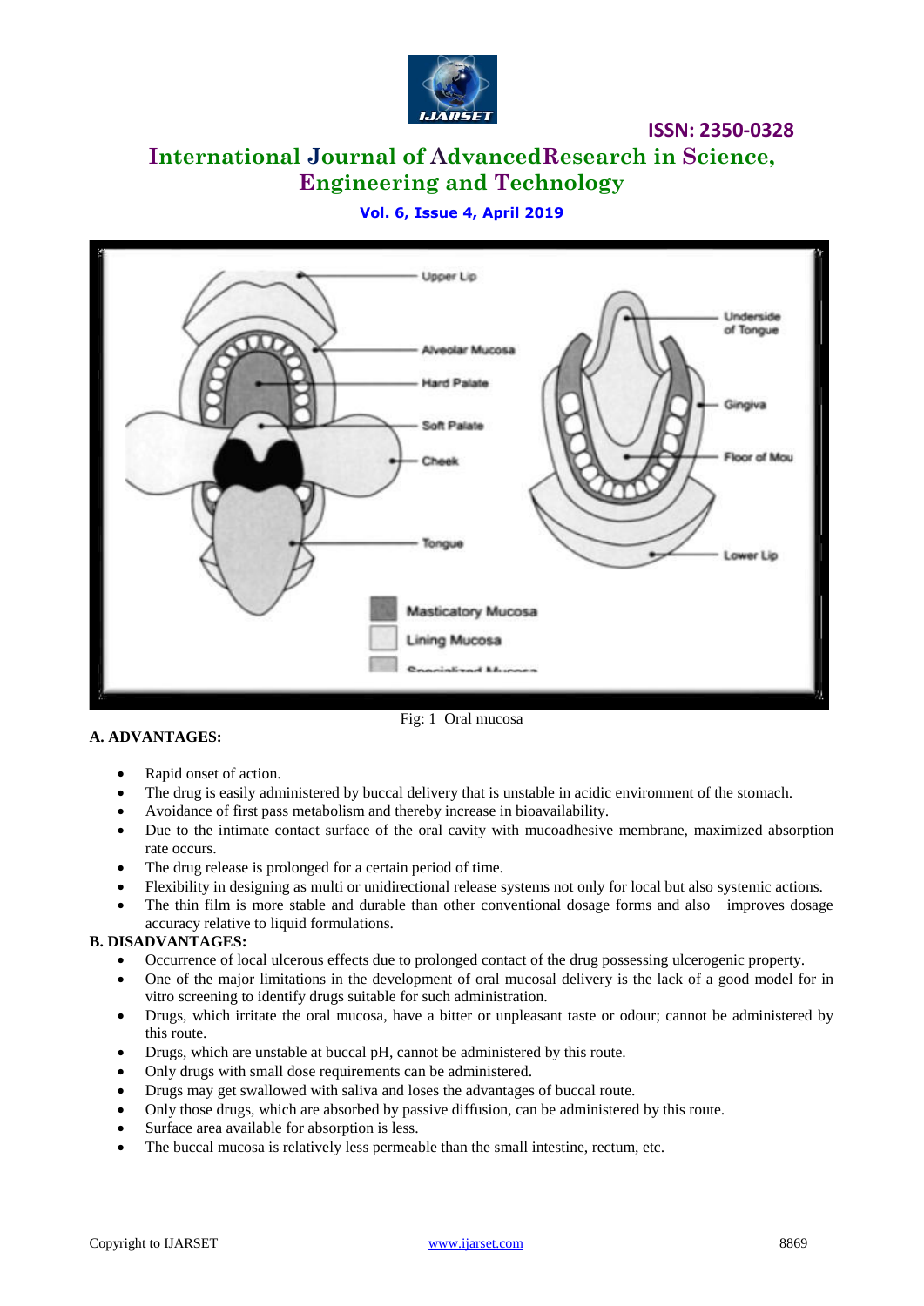Fig: 1 Oral mucosa

**A. ADVANTAGES:**

- Rapid onset of action.
- The drug is easily administered by buccal delivery that is unstable in acidic environment of the stomach.
- Avoidance of first pass metabolism and thereby increase in bioavailability.
- Due to the intimate contact surface of the oral cavity with mucoadhesive membrane, maximized absorption rate occurs.
- The drug release is prolonged for a certain period of time.
- Flexibility in designing as multi or unidirectional release systems not only for local but also systemic actions.
- The thin film is more stable and durable than other conventional dosage forms and also improves dosage accuracy relative to liquid formulations.

**B. DISADVANTAGES:**

- Occurrence of local ulcerous effects due to prolonged contact of the drug possessing ulcerogenic property.
- One of the major limitations in the development of oral mucosal delivery is the lack of a good model for in vitro screening to identify drugs suitable for such administration.
- Drugs, which irritate the oral mucosa, have a bitter or unpleasant taste or odour; cannot be administered by this route.
- Drugs, which are unstable at buccal pH, cannot be administered by this route.
- Only drugs with small dose requirements can be administered.
- Drugs may get swallowed with saliva and loses the advantages of buccal route.
- Only those drugs, which are absorbed by passive diffusion, can be administered by this route.
- Surface area available for absorption is less.
- The buccal mucosa is relatively less permeable than the small intestine, rectum, etc.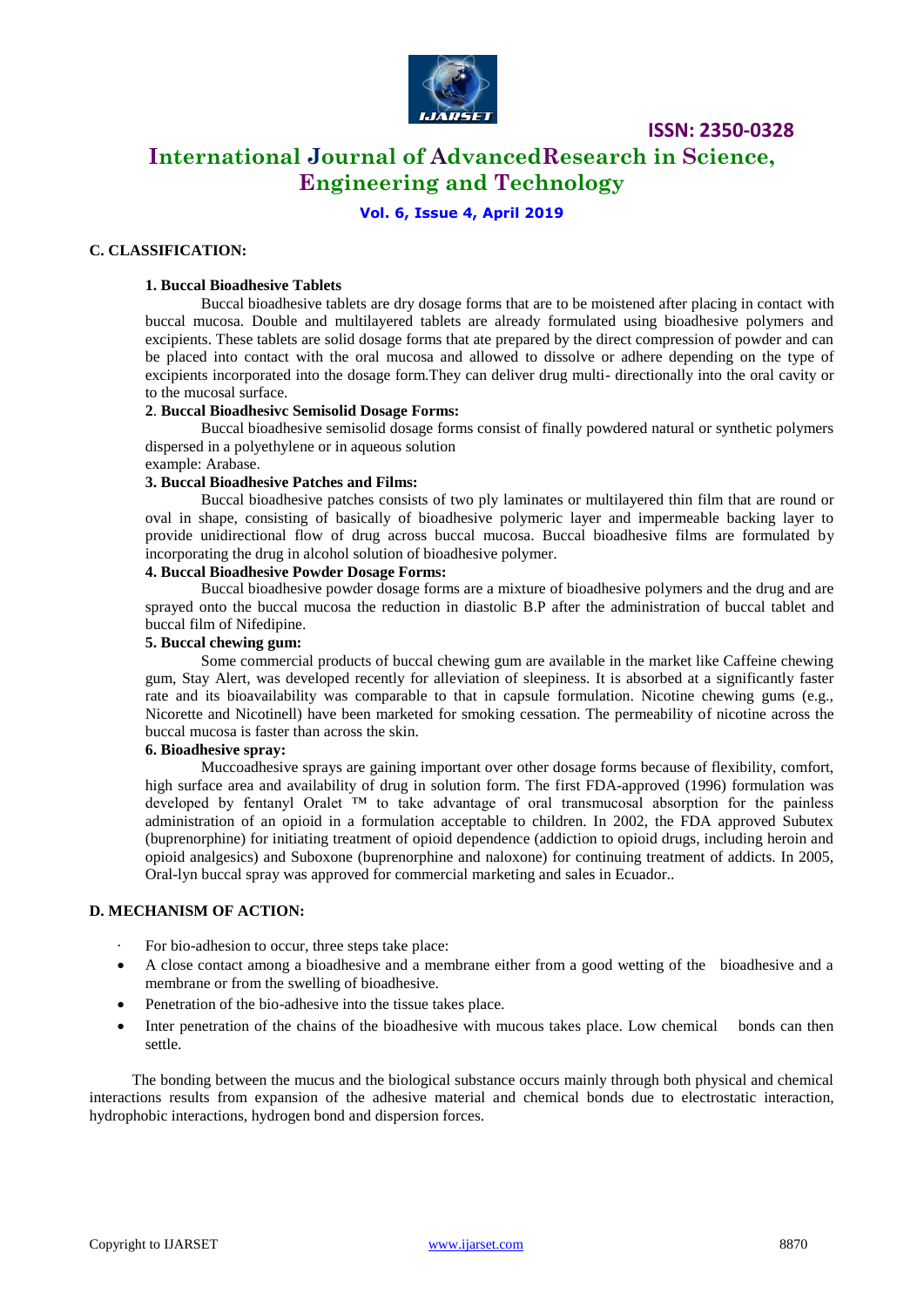## C. CLASSIFICATION:

### 1. Buccal Bioadhesive Tablets

Buccal bioadhesive tablets are dry dosage forms that are to be moistened after placing in contact with buccal mucosa. Double and multilayered tablets are already formulated using bioadhesive polymers and excipients. These tablets are solid dosage forms that ate prepared by the direct compression of powder and can be placed into contact with the oral mucosa and allowed to dissolve or adhere depending on the type of excipients incorporated into the dosage form.They can deliver drug multi- directionally into the oral cavity or to the mucosal surface.

### 2. Buccal Bioadhesivc Semisolid Dosage Forms:

Buccal bioadhesive semisolid dosage forms consist of finally powdered natural or synthetic polymers dispersed in a polyethylene or in aqueous solution

example: Arabase.

### 3. Buccal Bioadhesive Patches and Films:

Buccal bioadhesive patches consists of two ply laminates or multilayered thin film that are round or oval in shape, consisting of basically of bioadhesive polymeric layer and impermeable backing layer to provide unidirectional flow of drug across buccal mucosa. Buccal bioadhesive films are formulated by incorporating the drug in alcohol solution of bioadhesive polymer.

### 4. Buccal Bioadhesive Powder Dosage Forms:

Buccal bioadhesive powder dosage forms are a mixture of bioadhesive polymers and the drug and are sprayed onto the buccal mucosa the reduction in diastolic B.P after the administration of buccal tablet and buccal film of Nifedipine.

### 5. Buccal chewing gum:

Some commercial products of buccal chewing gum are available in the market like Caffeine chewing gum, Stay Alert, was developed recently for alleviation of sleepiness. It is absorbed at a significantly faster rate and its bioavailability was comparable to that in capsule formulation. Nicotine chewing gums (e.g., Nicorette and Nicotinell) have been marketed for smoking cessation. The permeability of nicotine across the buccal mucosa is faster than across the skin.

### 6. Bioadhesive spray:

Muccoadhesive sprays are gaining important over other dosage forms because of flexibility, comfort, high surface area and availability of drug in solution form. The first FDA-approved (1996) formulation was developed by fentanyl Oralet ™ to take advantage of oral transmucosal absorption for the painless administration of an opioid in a formulation acceptable to children. In 2002, the FDA approved Subutex (buprenorphine) for initiating treatment of opioid dependence (addiction to opioid drugs, including heroin and opioid analgesics) and Suboxone (buprenorphine and naloxone) for continuing treatment of addicts. In 2005, Oral-lyn buccal spray was approved for commercial marketing and sales in Ecuador..

## D. MECHANISM OF ACTION:

· For bio-adhesion to occur, three steps take place:

- A close contact among a bioadhesive and a membrane either from a good wetting of the bioadhesive and a membrane or from the swelling of bioadhesive.
- Penetration of the bio-adhesive into the tissue takes place.
- Inter penetration of the chains of the bioadhesive with mucous takes place. Low chemical bonds can then settle.

The bonding between the mucus and the biological substance occurs mainly through both physical and chemical interactions results from expansion of the adhesive material and chemical bonds due to electrostatic interaction, hydrophobic interactions, hydrogen bond and dispersion forces.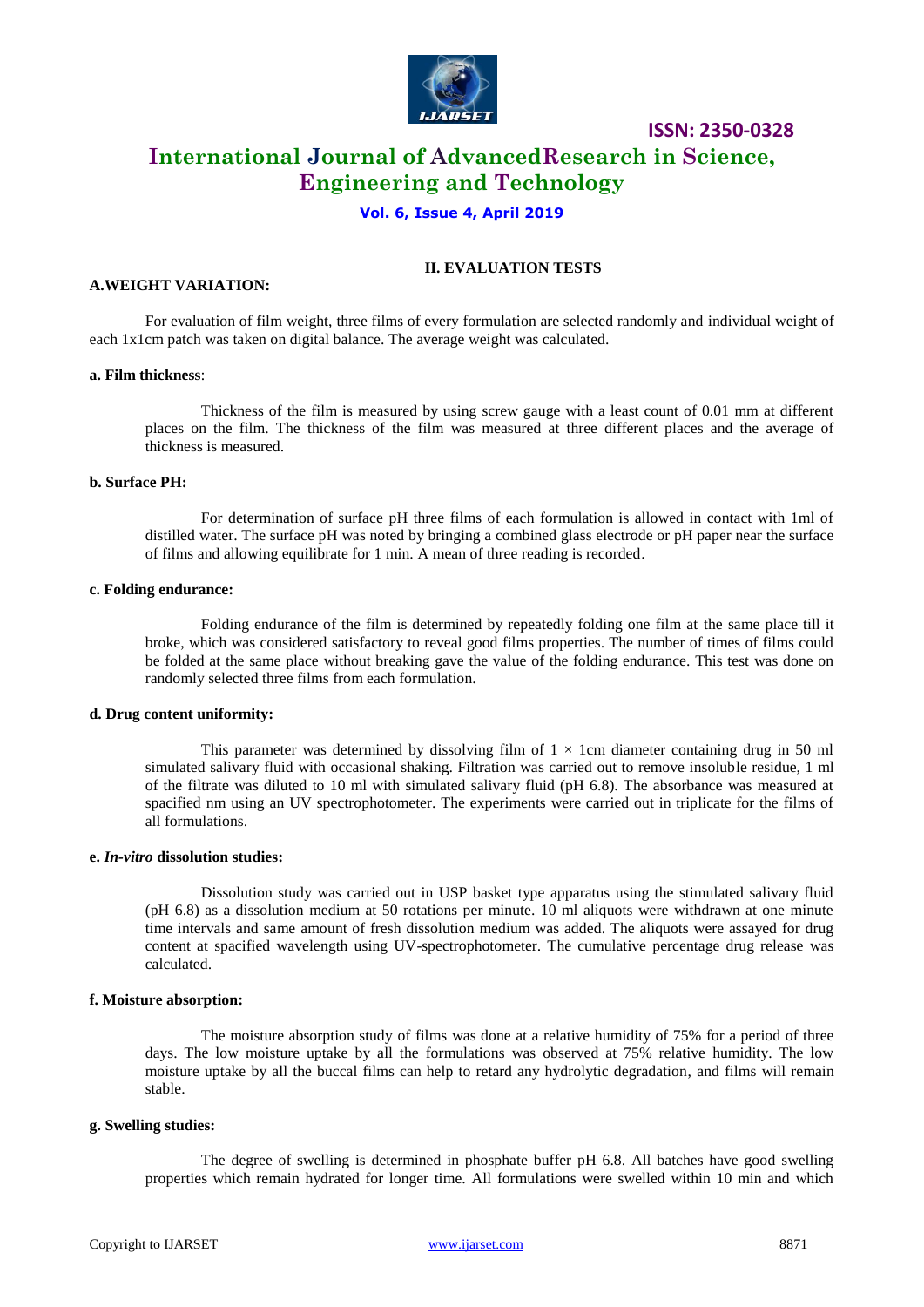## II. EVALUATION TESTS

### A.WEIGHT VARIATION:

For evaluation of film weight, three films of every formulation are selected randomly and individual weight of each 1x1cm patch was taken on digital balance. The average weight was calculated.

#### a. Film thickness:

Thickness of the film is measured by using screw gauge with a least count of 0.01 mm at different places on the film. The thickness of the film was measured at three different places and the average of thickness is measured.

#### b. Surface PH:

For determination of surface pH three films of each formulation is allowed in contact with 1ml of distilled water. The surface pH was noted by bringing a combined glass electrode or pH paper near the surface of films and allowing equilibrate for 1 min. A mean of three reading is recorded.

#### c. Folding endurance:

Folding endurance of the film is determined by repeatedly folding one film at the same place till it broke, which was considered satisfactory to reveal good films properties. The number of times of films could be folded at the same place without breaking gave the value of the folding endurance. This test was done on randomly selected three films from each formulation.

#### d. Drug content uniformity:

This parameter was determined by dissolving film of $1 \times 1$cm diameter containing drug in 50 ml simulated salivary fluid with occasional shaking. Filtration was carried out to remove insoluble residue, 1 ml of the filtrate was diluted to 10 ml with simulated salivary fluid (pH 6.8). The absorbance was measured at spacified nm using an UV spectrophotometer. The experiments were carried out in triplicate for the films of all formulations.

#### e. *In-vitro* dissolution studies:

Dissolution study was carried out in USP basket type apparatus using the stimulated salivary fluid (pH 6.8) as a dissolution medium at 50 rotations per minute. 10 ml aliquots were withdrawn at one minute time intervals and same amount of fresh dissolution medium was added. The aliquots were assayed for drug content at spacified wavelength using UV-spectrophotometer. The cumulative percentage drug release was calculated.

#### f. Moisture absorption:

The moisture absorption study of films was done at a relative humidity of 75% for a period of three days. The low moisture uptake by all the formulations was observed at 75% relative humidity. The low moisture uptake by all the buccal films can help to retard any hydrolytic degradation, and films will remain stable.

#### g. Swelling studies:

The degree of swelling is determined in phosphate buffer pH 6.8. All batches have good swelling properties which remain hydrated for longer time. All formulations were swelled within 10 min and which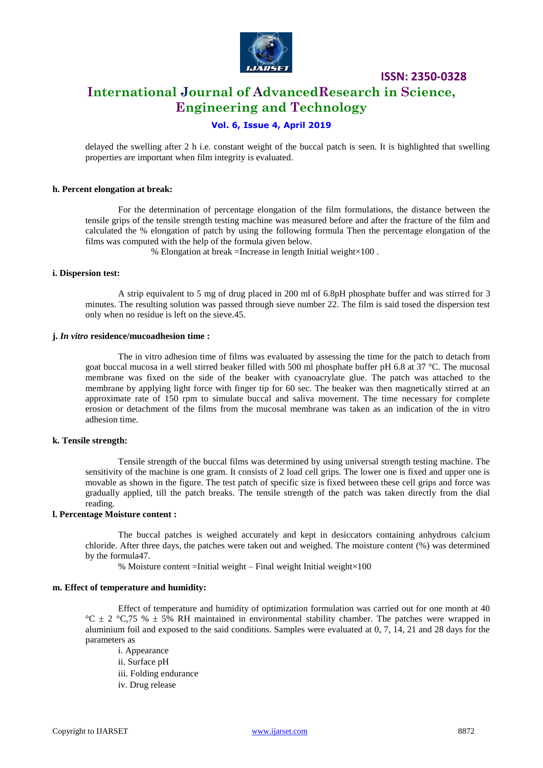delayed the swelling after 2 h i.e. constant weight of the buccal patch is seen. It is highlighted that swelling properties are important when film integrity is evaluated.

**h. Percent elongation at break:**

For the determination of percentage elongation of the film formulations, the distance between the tensile grips of the tensile strength testing machine was measured before and after the fracture of the film and calculated the % elongation of patch by using the following formula Then the percentage elongation of the films was computed with the help of the formula given below.

% Elongation at break =Increase in length Initial weight×100 .

**i. Dispersion test:**

A strip equivalent to 5 mg of drug placed in 200 ml of 6.8pH phosphate buffer and was stirred for 3 minutes. The resulting solution was passed through sieve number 22. The film is said tosed the dispersion test only when no residue is left on the sieve.45.

**j. *In vitro* residence/mucoadhesion time :**

The in vitro adhesion time of films was evaluated by assessing the time for the patch to detach from goat buccal mucosa in a well stirred beaker filled with 500 ml phosphate buffer pH 6.8 at 37 °C. The mucosal membrane was fixed on the side of the beaker with cyanoacrylate glue. The patch was attached to the membrane by applying light force with finger tip for 60 sec. The beaker was then magnetically stirred at an approximate rate of 150 rpm to simulate buccal and saliva movement. The time necessary for complete erosion or detachment of the films from the mucosal membrane was taken as an indication of the in vitro adhesion time.

**k. Tensile strength:**

Tensile strength of the buccal films was determined by using universal strength testing machine. The sensitivity of the machine is one gram. It consists of 2 load cell grips. The lower one is fixed and upper one is movable as shown in the figure. The test patch of specific size is fixed between these cell grips and force was gradually applied, till the patch breaks. The tensile strength of the patch was taken directly from the dial reading.

**l. Percentage Moisture content :**

The buccal patches is weighed accurately and kept in desiccators containing anhydrous calcium chloride. After three days, the patches were taken out and weighed. The moisture content (%) was determined by the formula47.

% Moisture content =Initial weight – Final weight Initial weight×100

**m. Effect of temperature and humidity:**

Effect of temperature and humidity of optimization formulation was carried out for one month at 40 °C ± 2 °C,75 % ± 5% RH maintained in environmental stability chamber. The patches were wrapped in aluminium foil and exposed to the said conditions. Samples were evaluated at 0, 7, 14, 21 and 28 days for the parameters as

i. Appearance
ii. Surface pH
iii. Folding endurance
iv. Drug release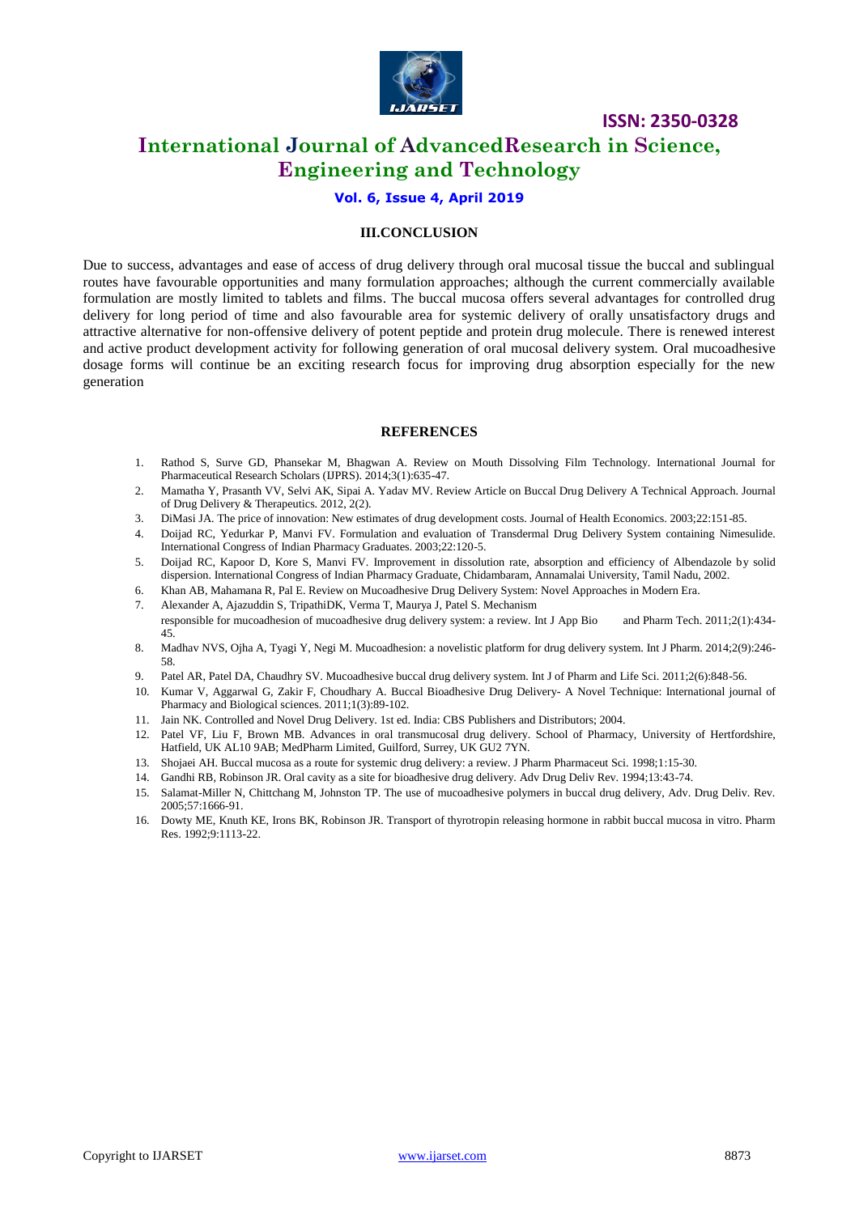## III.CONCLUSION

Due to success, advantages and ease of access of drug delivery through oral mucosal tissue the buccal and sublingual routes have favourable opportunities and many formulation approaches; although the current commercially available formulation are mostly limited to tablets and films. The buccal mucosa offers several advantages for controlled drug delivery for long period of time and also favourable area for systemic delivery of orally unsatisfactory drugs and attractive alternative for non-offensive delivery of potent peptide and protein drug molecule. There is renewed interest and active product development activity for following generation of oral mucosal delivery system. Oral mucoadhesive dosage forms will continue be an exciting research focus for improving drug absorption especially for the new generation

## REFERENCES

1. Rathod S, Surve GD, Phansekar M, Bhagwan A. Review on Mouth Dissolving Film Technology. International Journal for Pharmaceutical Research Scholars (IJPRS). 2014;3(1):635-47.
2. Mamatha Y, Prasanth VV, Selvi AK, Sipai A. Yadav MV. Review Article on Buccal Drug Delivery A Technical Approach. Journal of Drug Delivery & Therapeutics. 2012, 2(2).
3. DiMasi JA. The price of innovation: New estimates of drug development costs. Journal of Health Economics. 2003;22:151-85.
4. Doijad RC, Yedurkar P, Manvi FV. Formulation and evaluation of Transdermal Drug Delivery System containing Nimesulide. International Congress of Indian Pharmacy Graduates. 2003;22:120-5.
5. Doijad RC, Kapoor D, Kore S, Manvi FV. Improvement in dissolution rate, absorption and efficiency of Albendazole by solid dispersion. International Congress of Indian Pharmacy Graduate, Chidambaram, Annamalai University, Tamil Nadu, 2002.
6. Khan AB, Mahamana R, Pal E. Review on Mucoadhesive Drug Delivery System: Novel Approaches in Modern Era.
7. Alexander A, Ajazuddin S, TripathiDK, Verma T, Maurya J, Patel S. Mechanism responsible for mucoadhesion of mucoadhesive drug delivery system: a review. Int J App Bio and Pharm Tech. 2011;2(1):434-45.
8. Madhav NVS, Ojha A, Tyagi Y, Negi M. Mucoadhesion: a novelistic platform for drug delivery system. Int J Pharm. 2014;2(9):246-58.
9. Patel AR, Patel DA, Chaudhry SV. Mucoadhesive buccal drug delivery system. Int J of Pharm and Life Sci. 2011;2(6):848-56.
10. Kumar V, Aggarwal G, Zakir F, Choudhary A. Buccal Bioadhesive Drug Delivery- A Novel Technique: International journal of Pharmacy and Biological sciences. 2011;1(3):89-102.
11. Jain NK. Controlled and Novel Drug Delivery. 1st ed. India: CBS Publishers and Distributors; 2004.
12. Patel VF, Liu F, Brown MB. Advances in oral transmucosal drug delivery. School of Pharmacy, University of Hertfordshire, Hatfield, UK AL10 9AB; MedPharm Limited, Guilford, Surrey, UK GU2 7YN.
13. Shojaei AH. Buccal mucosa as a route for systemic drug delivery: a review. J Pharm Pharmaceut Sci. 1998;1:15-30.
14. Gandhi RB, Robinson JR. Oral cavity as a site for bioadhesive drug delivery. Adv Drug Deliv Rev. 1994;13:43-74.
15. Salamat-Miller N, Chittchang M, Johnston TP. The use of mucoadhesive polymers in buccal drug delivery, Adv. Drug Deliv. Rev. 2005;57:1666-91.
16. Dowty ME, Knuth KE, Irons BK, Robinson JR. Transport of thyrotropin releasing hormone in rabbit buccal mucosa in vitro. Pharm Res. 1992;9:1113-22.